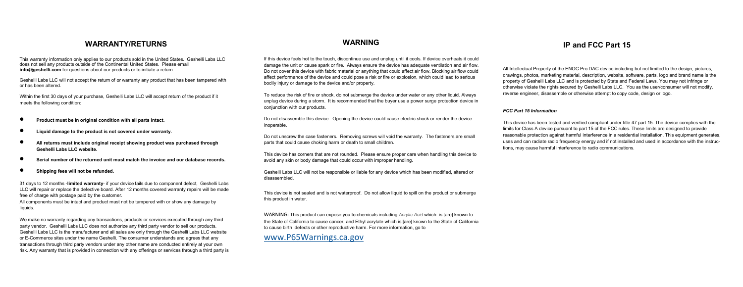## WARRANTY/RETURNS

This warranty information only applies to our products sold in the United States. Geshelli Labs LLC does not sell any products outside of the Continental United States. Please email **info@geshelli.com** for questions about our products or to initiate a return.

Geshelli Labs LLC will not accept the return of or warranty any product that has been tampered with or has been altered.

Within the first 30 days of your purchase, Geshelli Labs LLC will accept return of the product if it meets the following condition:

- **Product must be in original condition with all parts intact.**
- **Liquid damage to the product is not covered under warranty.**
- **All returns must include original receipt showing product was purchased through Geshelli Labs LLC website.**
- **Serial number of the returned unit must match the invoice and our database records.**
- **Shipping fees will not be refunded.**

31 days to 12 months -**limited warranty-** if your device fails due to component defect, Geshelli Labs LLC will repair or replace the defective board. After 12 months covered warranty repairs will be made free of charge with postage paid by the customer.
All components must be intact and product must not be tampered with or show any damage by liquids.

We make no warranty regarding any transactions, products or services executed through any third party vendor. Geshelli Labs LLC does not authorize any third party vendor to sell our products. Geshelli Labs LLC is the manufacturer and all sales are only through the Geshelli Labs LLC website or E-Commerce sites under the name Geshelli. The consumer understands and agrees that any transactions through third party vendors under any other name are conducted entirely at your own risk. Any warranty that is provided in connection with any offerings or services through a third party is

## WARNING

If this device feels hot to the touch, discontinue use and unplug until it cools. If device overheats it could damage the unit or cause spark or fire. Always ensure the device has adequate ventilation and air flow. Do not cover this device with fabric material or anything that could affect air flow. Blocking air flow could affect performance of the device and could pose a risk or fire or explosion, which could lead to serious bodily injury or damage to the device and/or property.

To reduce the risk of fire or shock, do not submerge the device under water or any other liquid. Always unplug device during a storm. It is recommended that the buyer use a power surge protection device in conjunction with our products.

Do not disassemble this device. Opening the device could cause electric shock or render the device inoperable.

Do not unscrew the case fasteners. Removing screws will void the warranty. The fasteners are small parts that could cause choking harm or death to small children.

This device has corners that are not rounded. Please ensure proper care when handling this device to avoid any skin or body damage that could occur with improper handling.

Geshelli Labs LLC will not be responsible or liable for any device which has been modified, altered or disassembled.

This device is not sealed and is not waterproof. Do not allow liquid to spill on the product or submerge this product in water.

WARNING: This product can expose you to chemicals including *Acrylic Acid* which is [are] known to the State of California to cause cancer, and Ethyl acrylate which is [are] known to the State of California to cause birth defects or other reproductive harm. For more information, go to

www.P65Warnings.ca.gov

## IP and FCC Part 15

All Intellectual Property of the ENOC Pro DAC device including but not limited to the design, pictures, drawings, photos, marketing material, description, website, software, parts, logo and brand name is the property of Geshelli Labs LLC and is protected by State and Federal Laws. You may not infringe or otherwise violate the rights secured by Geshelli Labs LLC. You as the user/consumer will not modify, reverse engineer, disassemble or otherwise attempt to copy code, design or logo.

### *FCC Part 15 Information*

This device has been tested and verified compliant under title 47 part 15. The device complies with the limits for Class A device pursuant to part 15 of the FCC rules. These limits are designed to provide reasonable protection against harmful interference in a residential installation. This equipment generates, uses and can radiate radio frequency energy and if not installed and used in accordance with the instructions, may cause harmful interference to radio communications.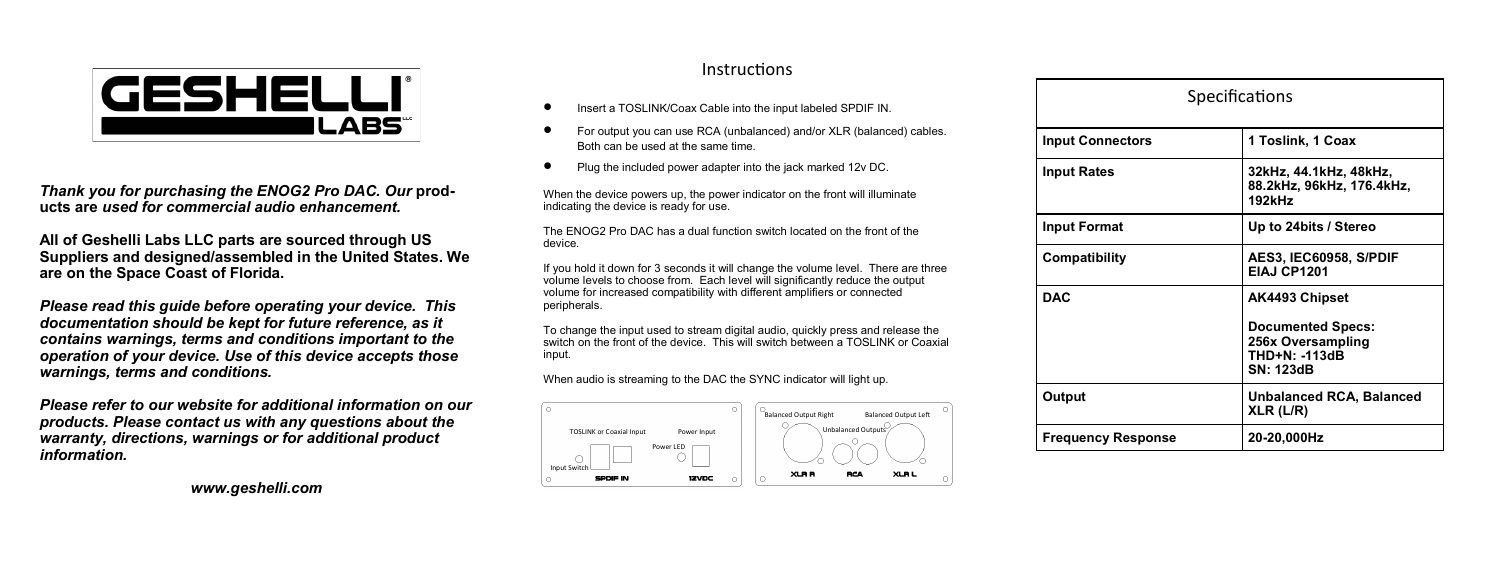GESHELLI LABS

***Thank you for purchasing the ENOG2 Pro DAC. Our* products *are used for commercial audio enhancement.***

**All of Geshelli Labs LLC parts are sourced through US Suppliers and designed/assembled in the United States. We are on the Space Coast of Florida.**

***Please read this guide before operating your device. This documentation should be kept for future reference, as it contains warnings, terms and conditions important to the operation of your device. Use of this device accepts those warnings, terms and conditions.***

***Please refer to our website for additional information on our products. Please contact us with any questions about the warranty, directions, warnings or for additional product information.***

***www.geshelli.com***

## Instructions

- Insert a TOSLINK/Coax Cable into the input labeled SPDIF IN.
- For output you can use RCA (unbalanced) and/or XLR (balanced) cables. Both can be used at the same time.
- Plug the included power adapter into the jack marked 12v DC.

When the device powers up, the power indicator on the front will illuminate indicating the device is ready for use.

The ENOG2 Pro DAC has a dual function switch located on the front of the device.

If you hold it down for 3 seconds it will change the volume level. There are three volume levels to choose from. Each level will significantly reduce the output volume for increased compatibility with different amplifiers or connected peripherals.

To change the input used to stream digital audio, quickly press and release the switch on the front of the device. This will switch between a TOSLINK or Coaxial input.

When audio is streaming to the DAC the SYNC indicator will light up.

TOSLINK or Coaxial Input
Power Input
Power LED
Input Switch
SPDIF IN
12VDC

Balanced Output Right
Balanced Output Left
Unbalanced Outputs
XLR R
RCA
XLR L

| Specifications | |
|---|---|
| **Input Connectors** | **1 Toslink, 1 Coax** |
| **Input Rates** | **32kHz, 44.1kHz, 48kHz, 88.2kHz, 96kHz, 176.4kHz, 192kHz** |
| **Input Format** | **Up to 24bits / Stereo** |
| **Compatibility** | **AES3, IEC60958, S/PDIF EIAJ CP1201** |
| **DAC** | **AK4493 Chipset**<br><br>**Documented Specs:**<br>**256x Oversampling**<br>**THD+N: -113dB**<br>**SN: 123dB** |
| **Output** | **Unbalanced RCA, Balanced XLR (L/R)** |
| **Frequency Response** | **20-20,000Hz** |